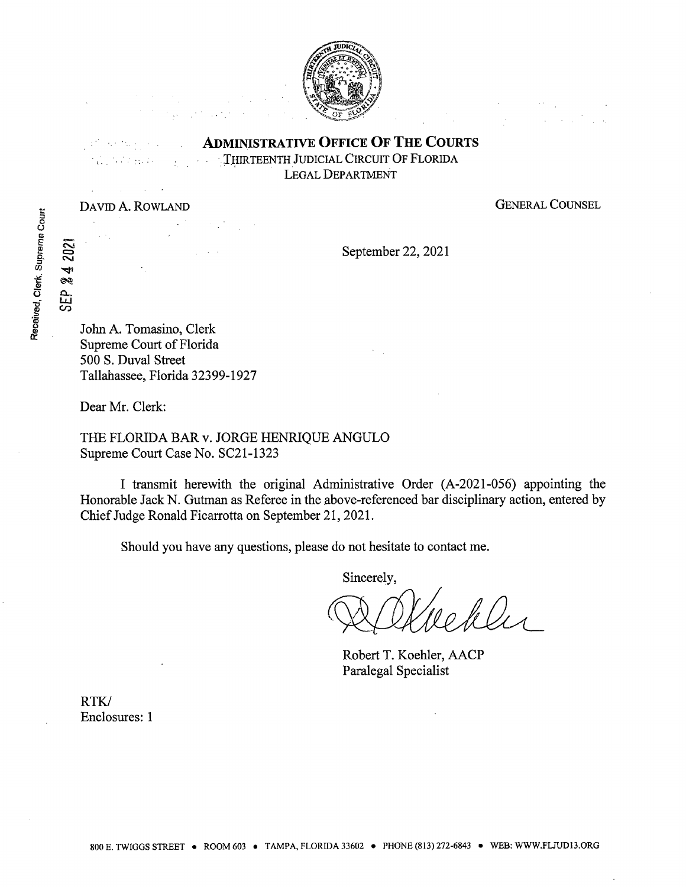**ADMINISTRATIVE OFFICE OF THE COURTS**
THIRTEENTH JUDICIAL CIRCUIT OF FLORIDA
LEGAL DEPARTMENT

DAVID A. ROWLAND GENERAL COUNSEL

Received, Clerk, Supreme Court
SEP 24 2021

September 22, 2021

John A. Tomasino, Clerk
Supreme Court of Florida
500 S. Duval Street
Tallahassee, Florida 32399-1927

Dear Mr. Clerk:

THE FLORIDA BAR v. JORGE HENRIQUE ANGULO
Supreme Court Case No. SC21-1323

I transmit herewith the original Administrative Order (A-2021-056) appointing the Honorable Jack N. Gutman as Referee in the above-referenced bar disciplinary action, entered by Chief Judge Ronald Ficarrotta on September 21, 2021.

Should you have any questions, please do not hesitate to contact me.

Sincerely,

Robert T. Koehler, AACP
Paralegal Specialist

RTK/
Enclosures: 1

800 E. TWIGGS STREET • ROOM 603 • TAMPA, FLORIDA 33602 • PHONE (813) 272-6843 • WEB: WWW.FLJUD13.ORG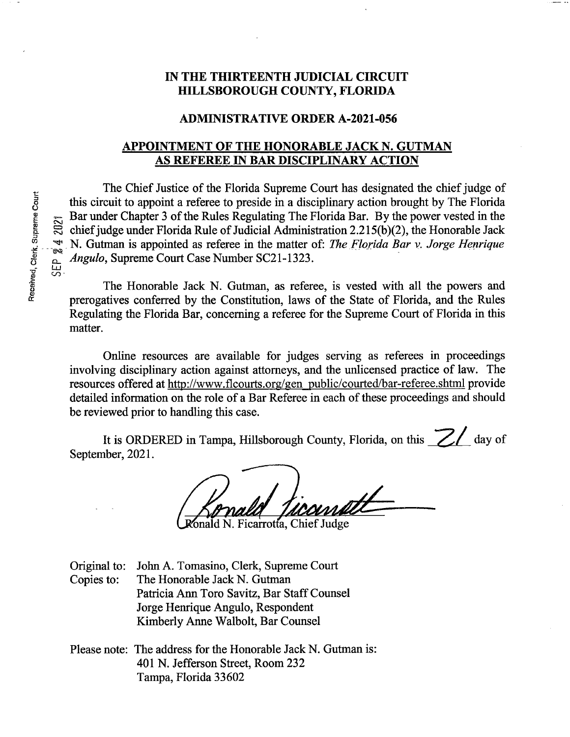**IN THE THIRTEENTH JUDICIAL CIRCUIT**
**HILLSBOROUGH COUNTY, FLORIDA**

**ADMINISTRATIVE ORDER A-2021-056**

**APPOINTMENT OF THE HONORABLE JACK N. GUTMAN AS REFEREE IN BAR DISCIPLINARY ACTION**

Received, Clerk, Supreme Court SEP 24 2021

The Chief Justice of the Florida Supreme Court has designated the chief judge of this circuit to appoint a referee to preside in a disciplinary action brought by The Florida Bar under Chapter 3 of the Rules Regulating The Florida Bar. By the power vested in the chief judge under Florida Rule of Judicial Administration 2.215(b)(2), the Honorable Jack N. Gutman is appointed as referee in the matter of: *The Florida Bar v. Jorge Henrique Angulo*, Supreme Court Case Number SC21-1323.

The Honorable Jack N. Gutman, as referee, is vested with all the powers and prerogatives conferred by the Constitution, laws of the State of Florida, and the Rules Regulating the Florida Bar, concerning a referee for the Supreme Court of Florida in this matter.

Online resources are available for judges serving as referees in proceedings involving disciplinary action against attorneys, and the unlicensed practice of law. The resources offered at http://www.flcourts.org/gen_public/courted/bar-referee.shtml provide detailed information on the role of a Bar Referee in each of these proceedings and should be reviewed prior to handling this case.

It is ORDERED in Tampa, Hillsborough County, Florida, on this 21 day of September, 2021.

Ronald N. Ficarrotta, Chief Judge

Original to: John A. Tomasino, Clerk, Supreme Court
Copies to: The Honorable Jack N. Gutman
Patricia Ann Toro Savitz, Bar Staff Counsel
Jorge Henrique Angulo, Respondent
Kimberly Anne Walbolt, Bar Counsel

Please note: The address for the Honorable Jack N. Gutman is:
401 N. Jefferson Street, Room 232
Tampa, Florida 33602